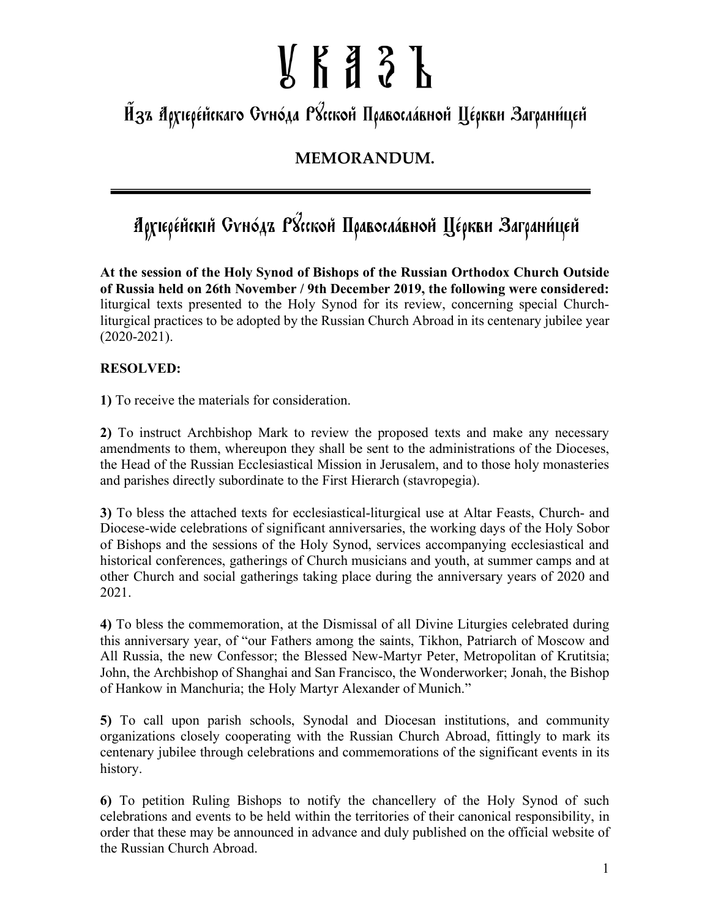# Оукäзъ

## Ѝзъ Архїерéйскагѡ Сѵнóда Рꙋ́сской Правосла́вной Цéркви Заграни́цей

## MEMORANDUM.

---

## Архїерéйскїй Сѵнóдъ Рꙋ́сской Правосла́вной Цéркви Заграни́цей

**At the session of the Holy Synod of Bishops of the Russian Orthodox Church Outside of Russia held on 26th November / 9th December 2019, the following were considered:** liturgical texts presented to the Holy Synod for its review, concerning special Church-liturgical practices to be adopted by the Russian Church Abroad in its centenary jubilee year (2020-2021).

**RESOLVED:**

**1)** To receive the materials for consideration.

**2)** To instruct Archbishop Mark to review the proposed texts and make any necessary amendments to them, whereupon they shall be sent to the administrations of the Dioceses, the Head of the Russian Ecclesiastical Mission in Jerusalem, and to those holy monasteries and parishes directly subordinate to the First Hierarch (stavropegia).

**3)** To bless the attached texts for ecclesiastical-liturgical use at Altar Feasts, Church- and Diocese-wide celebrations of significant anniversaries, the working days of the Holy Sobor of Bishops and the sessions of the Holy Synod, services accompanying ecclesiastical and historical conferences, gatherings of Church musicians and youth, at summer camps and at other Church and social gatherings taking place during the anniversary years of 2020 and 2021.

**4)** To bless the commemoration, at the Dismissal of all Divine Liturgies celebrated during this anniversary year, of "our Fathers among the saints, Tikhon, Patriarch of Moscow and All Russia, the new Confessor; the Blessed New-Martyr Peter, Metropolitan of Krutitsia; John, the Archbishop of Shanghai and San Francisco, the Wonderworker; Jonah, the Bishop of Hankow in Manchuria; the Holy Martyr Alexander of Munich."

**5)** To call upon parish schools, Synodal and Diocesan institutions, and community organizations closely cooperating with the Russian Church Abroad, fittingly to mark its centenary jubilee through celebrations and commemorations of the significant events in its history.

**6)** To petition Ruling Bishops to notify the chancellery of the Holy Synod of such celebrations and events to be held within the territories of their canonical responsibility, in order that these may be announced in advance and duly published on the official website of the Russian Church Abroad.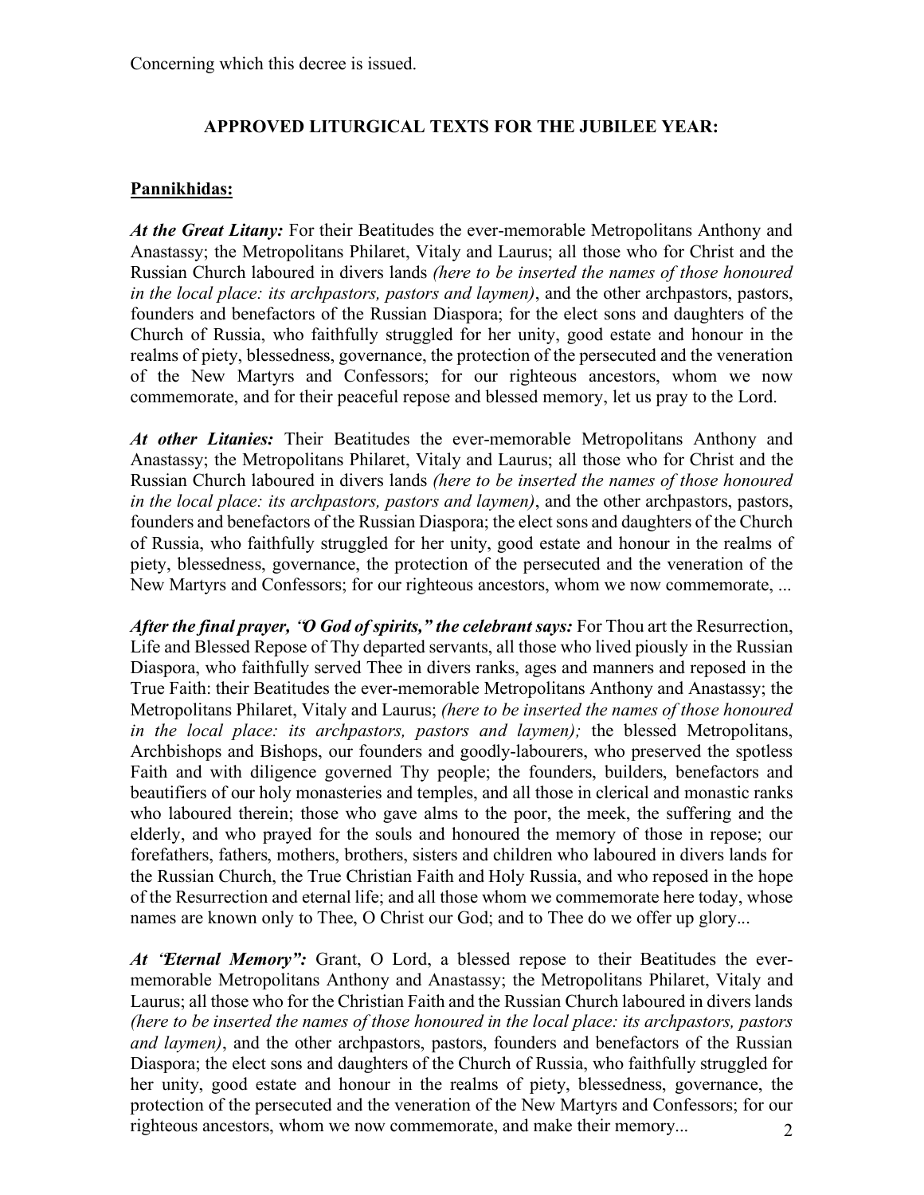Concerning which this decree is issued.

## APPROVED LITURGICAL TEXTS FOR THE JUBILEE YEAR:

### Pannikhidas:

***At the Great Litany:*** For their Beatitudes the ever-memorable Metropolitans Anthony and Anastassy; the Metropolitans Philaret, Vitaly and Laurus; all those who for Christ and the Russian Church laboured in divers lands *(here to be inserted the names of those honoured in the local place: its archpastors, pastors and laymen)*, and the other archpastors, pastors, founders and benefactors of the Russian Diaspora; for the elect sons and daughters of the Church of Russia, who faithfully struggled for her unity, good estate and honour in the realms of piety, blessedness, governance, the protection of the persecuted and the veneration of the New Martyrs and Confessors; for our righteous ancestors, whom we now commemorate, and for their peaceful repose and blessed memory, let us pray to the Lord.

***At other Litanies:*** Their Beatitudes the ever-memorable Metropolitans Anthony and Anastassy; the Metropolitans Philaret, Vitaly and Laurus; all those who for Christ and the Russian Church laboured in divers lands *(here to be inserted the names of those honoured in the local place: its archpastors, pastors and laymen)*, and the other archpastors, pastors, founders and benefactors of the Russian Diaspora; the elect sons and daughters of the Church of Russia, who faithfully struggled for her unity, good estate and honour in the realms of piety, blessedness, governance, the protection of the persecuted and the veneration of the New Martyrs and Confessors; for our righteous ancestors, whom we now commemorate, ...

***After the final prayer, "O God of spirits," the celebrant says:*** For Thou art the Resurrection, Life and Blessed Repose of Thy departed servants, all those who lived piously in the Russian Diaspora, who faithfully served Thee in divers ranks, ages and manners and reposed in the True Faith: their Beatitudes the ever-memorable Metropolitans Anthony and Anastassy; the Metropolitans Philaret, Vitaly and Laurus; *(here to be inserted the names of those honoured in the local place: its archpastors, pastors and laymen);* the blessed Metropolitans, Archbishops and Bishops, our founders and goodly-labourers, who preserved the spotless Faith and with diligence governed Thy people; the founders, builders, benefactors and beautifiers of our holy monasteries and temples, and all those in clerical and monastic ranks who laboured therein; those who gave alms to the poor, the meek, the suffering and the elderly, and who prayed for the souls and honoured the memory of those in repose; our forefathers, fathers, mothers, brothers, sisters and children who laboured in divers lands for the Russian Church, the True Christian Faith and Holy Russia, and who reposed in the hope of the Resurrection and eternal life; and all those whom we commemorate here today, whose names are known only to Thee, O Christ our God; and to Thee do we offer up glory...

***At "Eternal Memory":*** Grant, O Lord, a blessed repose to their Beatitudes the ever-memorable Metropolitans Anthony and Anastassy; the Metropolitans Philaret, Vitaly and Laurus; all those who for the Christian Faith and the Russian Church laboured in divers lands *(here to be inserted the names of those honoured in the local place: its archpastors, pastors and laymen)*, and the other archpastors, pastors, founders and benefactors of the Russian Diaspora; the elect sons and daughters of the Church of Russia, who faithfully struggled for her unity, good estate and honour in the realms of piety, blessedness, governance, the protection of the persecuted and the veneration of the New Martyrs and Confessors; for our righteous ancestors, whom we now commemorate, and make their memory...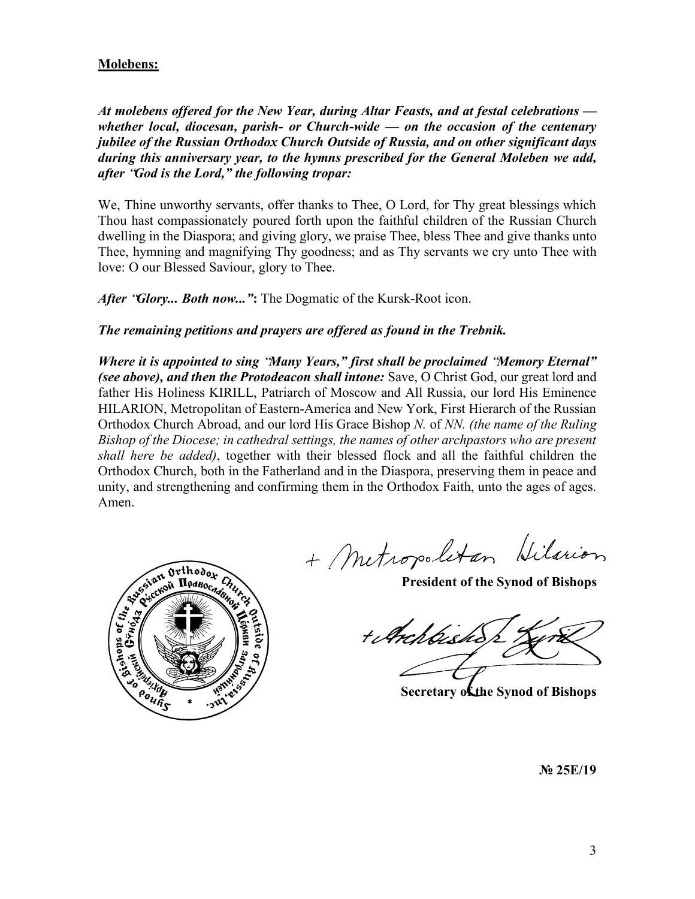**Molebens:**

***At molebens offered for the New Year, during Altar Feasts, and at festal celebrations — whether local, diocesan, parish- or Church-wide — on the occasion of the centenary jubilee of the Russian Orthodox Church Outside of Russia, and on other significant days during this anniversary year, to the hymns prescribed for the General Moleben we add, after "God is the Lord," the following tropar:***

We, Thine unworthy servants, offer thanks to Thee, O Lord, for Thy great blessings which Thou hast compassionately poured forth upon the faithful children of the Russian Church dwelling in the Diaspora; and giving glory, we praise Thee, bless Thee and give thanks unto Thee, hymning and magnifying Thy goodness; and as Thy servants we cry unto Thee with love: O our Blessed Saviour, glory to Thee.

***After "Glory... Both now...":*** The Dogmatic of the Kursk-Root icon.

***The remaining petitions and prayers are offered as found in the Trebnik.***

***Where it is appointed to sing "Many Years," first shall be proclaimed "Memory Eternal" (see above), and then the Protodeacon shall intone:*** Save, O Christ God, our great lord and father His Holiness KIRILL, Patriarch of Moscow and All Russia, our lord His Eminence HILARION, Metropolitan of Eastern-America and New York, First Hierarch of the Russian Orthodox Church Abroad, and our lord His Grace Bishop *N.* of *NN. (the name of the Ruling Bishop of the Diocese; in cathedral settings, the names of other archpastors who are present shall here be added)*, together with their blessed flock and all the faithful children the Orthodox Church, both in the Fatherland and in the Diaspora, preserving them in peace and unity, and strengthening and confirming them in the Orthodox Faith, unto the ages of ages. Amen.

+Metropolitan Hilarion

**President of the Synod of Bishops**

+Archbishop Kyril

**Secretary of the Synod of Bishops**

**№ 25E/19**